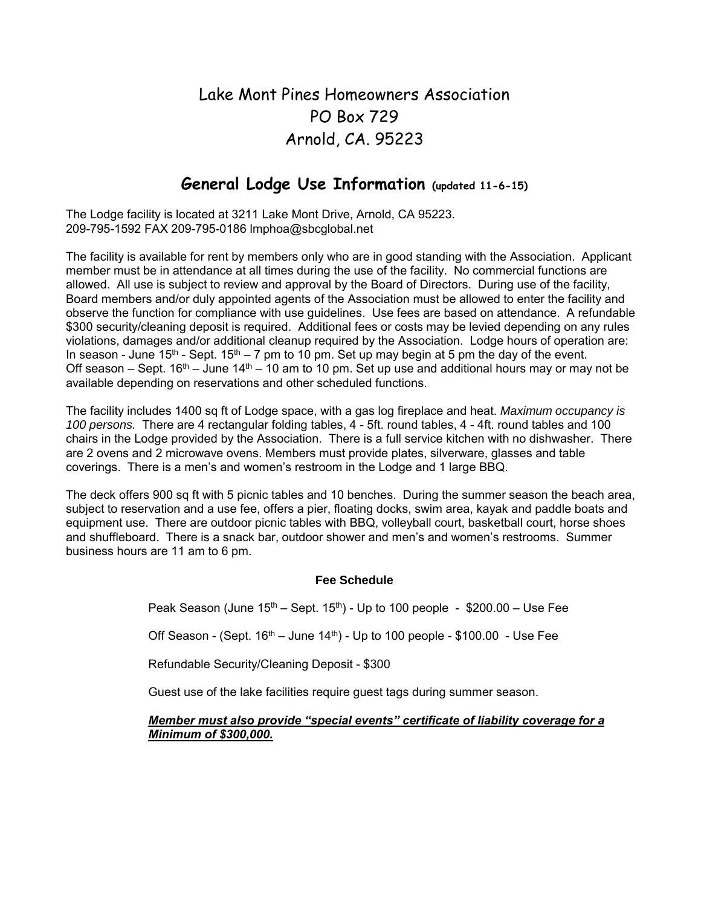# Lake Mont Pines Homeowners Association
PO Box 729
Arnold, CA. 95223

## General Lodge Use Information (updated 11-6-15)

The Lodge facility is located at 3211 Lake Mont Drive, Arnold, CA 95223.
209-795-1592 FAX 209-795-0186 lmphoa@sbcglobal.net

The facility is available for rent by members only who are in good standing with the Association. Applicant member must be in attendance at all times during the use of the facility. No commercial functions are allowed. All use is subject to review and approval by the Board of Directors. During use of the facility, Board members and/or duly appointed agents of the Association must be allowed to enter the facility and observe the function for compliance with use guidelines. Use fees are based on attendance. A refundable $300 security/cleaning deposit is required. Additional fees or costs may be levied depending on any rules violations, damages and/or additional cleanup required by the Association. Lodge hours of operation are:
In season - June 15th - Sept. 15th – 7 pm to 10 pm. Set up may begin at 5 pm the day of the event.
Off season – Sept. 16th – June 14th – 10 am to 10 pm. Set up use and additional hours may or may not be available depending on reservations and other scheduled functions.

The facility includes 1400 sq ft of Lodge space, with a gas log fireplace and heat. *Maximum occupancy is 100 persons.* There are 4 rectangular folding tables, 4 - 5ft. round tables, 4 - 4ft. round tables and 100 chairs in the Lodge provided by the Association. There is a full service kitchen with no dishwasher. There are 2 ovens and 2 microwave ovens. Members must provide plates, silverware, glasses and table coverings. There is a men's and women's restroom in the Lodge and 1 large BBQ.

The deck offers 900 sq ft with 5 picnic tables and 10 benches. During the summer season the beach area, subject to reservation and a use fee, offers a pier, floating docks, swim area, kayak and paddle boats and equipment use. There are outdoor picnic tables with BBQ, volleyball court, basketball court, horse shoes and shuffleboard. There is a snack bar, outdoor shower and men's and women's restrooms. Summer business hours are 11 am to 6 pm.

**Fee Schedule**

Peak Season (June 15th – Sept. 15th) - Up to 100 people - $200.00 – Use Fee

Off Season - (Sept. 16th – June 14th) - Up to 100 people - $100.00 - Use Fee

Refundable Security/Cleaning Deposit - $300

Guest use of the lake facilities require guest tags during summer season.

***Member must also provide "special events" certificate of liability coverage for a Minimum of $300,000.***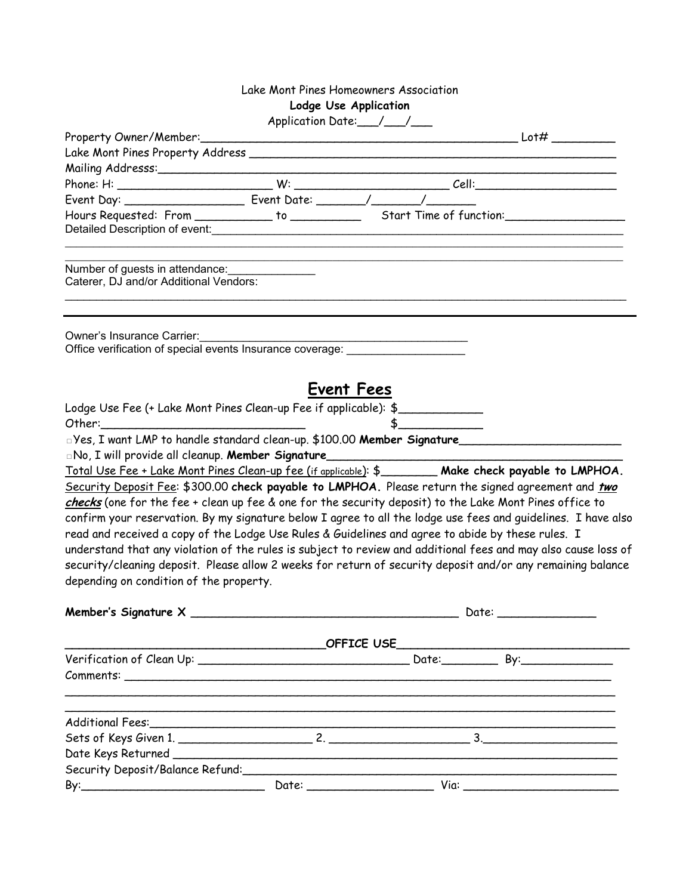Lake Mont Pines Homeowners Association

**Lodge Use Application**

Application Date:___/___/___

Property Owner/Member:_______________________________________________ Lot# _________

Lake Mont Pines Property Address ______________________________________________________

Mailing Addresss:_________________________________________________________________

Phone: H: _______________________ W: ______________________ Cell:____________________

Event Day: _________________ Event Date: _______/_______/_______

Hours Requested: From ___________ to __________ Start Time of function:_________________

Detailed Description of event:__________________________________________________________

______________________________________________________________________________

______________________________________________________________________________

Number of guests in attendance:_____________

Caterer, DJ and/or Additional Vendors:

______________________________________________________________________________

---

Owner's Insurance Carrier:__________________________________________

Office verification of special events Insurance coverage: __________________

## Event Fees

Lodge Use Fee (+ Lake Mont Pines Clean-up Fee if applicable): $____________

Other:______________________________ $____________

□ Yes, I want LMP to handle standard clean-up. $100.00 **Member Signature**_______________________

□ No, I will provide all cleanup. **Member Signature**_________________________________________

Total Use Fee + Lake Mont Pines Clean-up fee (if applicable): $________ **Make check payable to LMPHOA.**

Security Deposit Fee: $300.00 **check payable to LMPHOA.** Please return the signed agreement and ***two checks*** (one for the fee + clean up fee & one for the security deposit) to the Lake Mont Pines office to confirm your reservation. By my signature below I agree to all the lodge use fees and guidelines. I have also read and received a copy of the Lodge Use Rules & Guidelines and agree to abide by these rules. I understand that any violation of the rules is subject to review and additional fees and may also cause loss of security/cleaning deposit. Please allow 2 weeks for return of security deposit and/or any remaining balance depending on condition of the property.

**Member's Signature X** ______________________________________ Date: ______________

________________________________________OFFICE USE________________________________

Verification of Clean Up: ______________________________ Date:________ By:_____________

Comments: __________________________________________________________________________

______________________________________________________________________________

______________________________________________________________________________

Additional Fees:_________________________________________________________________

Sets of Keys Given 1. ___________________ 2. ____________________ 3.___________________

Date Keys Returned ______________________________________________________________

Security Deposit/Balance Refund:___________________________________________________

By:___________________________ Date: __________________ Via: ______________________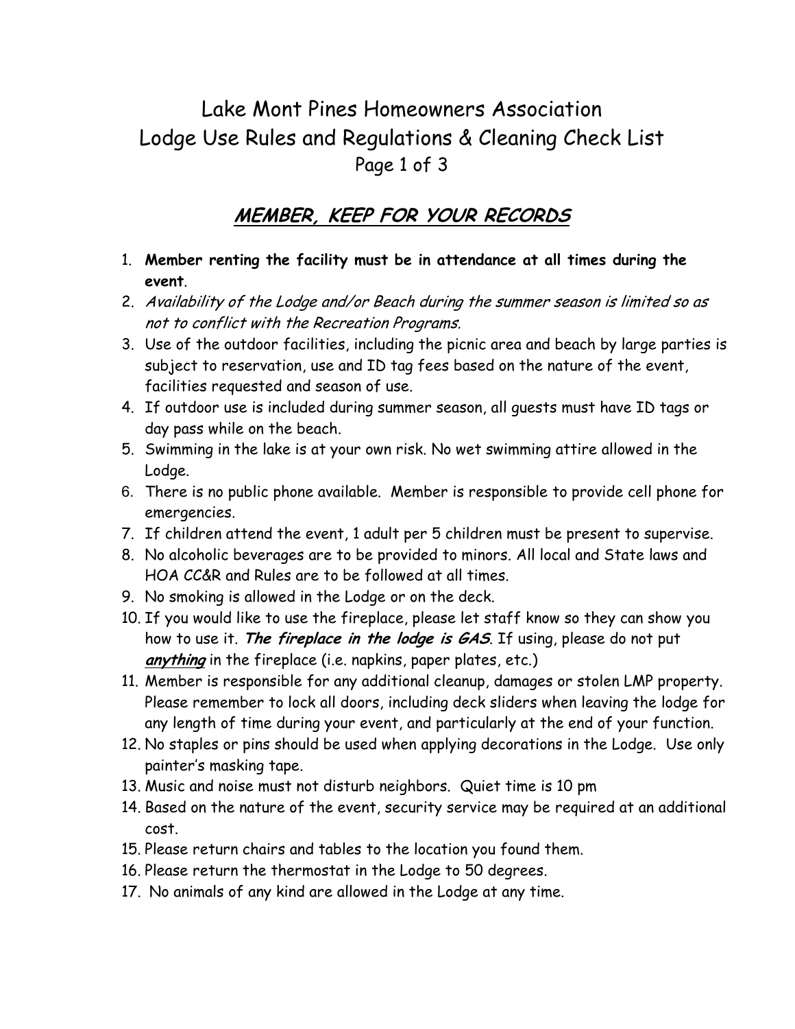# Lake Mont Pines Homeowners Association
# Lodge Use Rules and Regulations & Cleaning Check List

Page 1 of 3

## ***MEMBER, KEEP FOR YOUR RECORDS***

1. **Member renting the facility must be in attendance at all times during the event**.
2. *Availability of the Lodge and/or Beach during the summer season is limited so as not to conflict with the Recreation Programs.*
3. Use of the outdoor facilities, including the picnic area and beach by large parties is subject to reservation, use and ID tag fees based on the nature of the event, facilities requested and season of use.
4. If outdoor use is included during summer season, all guests must have ID tags or day pass while on the beach.
5. Swimming in the lake is at your own risk. No wet swimming attire allowed in the Lodge.
6. There is no public phone available. Member is responsible to provide cell phone for emergencies.
7. If children attend the event, 1 adult per 5 children must be present to supervise.
8. No alcoholic beverages are to be provided to minors. All local and State laws and HOA CC&R and Rules are to be followed at all times.
9. No smoking is allowed in the Lodge or on the deck.
10. If you would like to use the fireplace, please let staff know so they can show you how to use it. ***The fireplace in the lodge is GAS***. If using, please do not put ***anything*** in the fireplace (i.e. napkins, paper plates, etc.)
11. Member is responsible for any additional cleanup, damages or stolen LMP property. Please remember to lock all doors, including deck sliders when leaving the lodge for any length of time during your event, and particularly at the end of your function.
12. No staples or pins should be used when applying decorations in the Lodge. Use only painter's masking tape.
13. Music and noise must not disturb neighbors. Quiet time is 10 pm
14. Based on the nature of the event, security service may be required at an additional cost.
15. Please return chairs and tables to the location you found them.
16. Please return the thermostat in the Lodge to 50 degrees.
17. No animals of any kind are allowed in the Lodge at any time.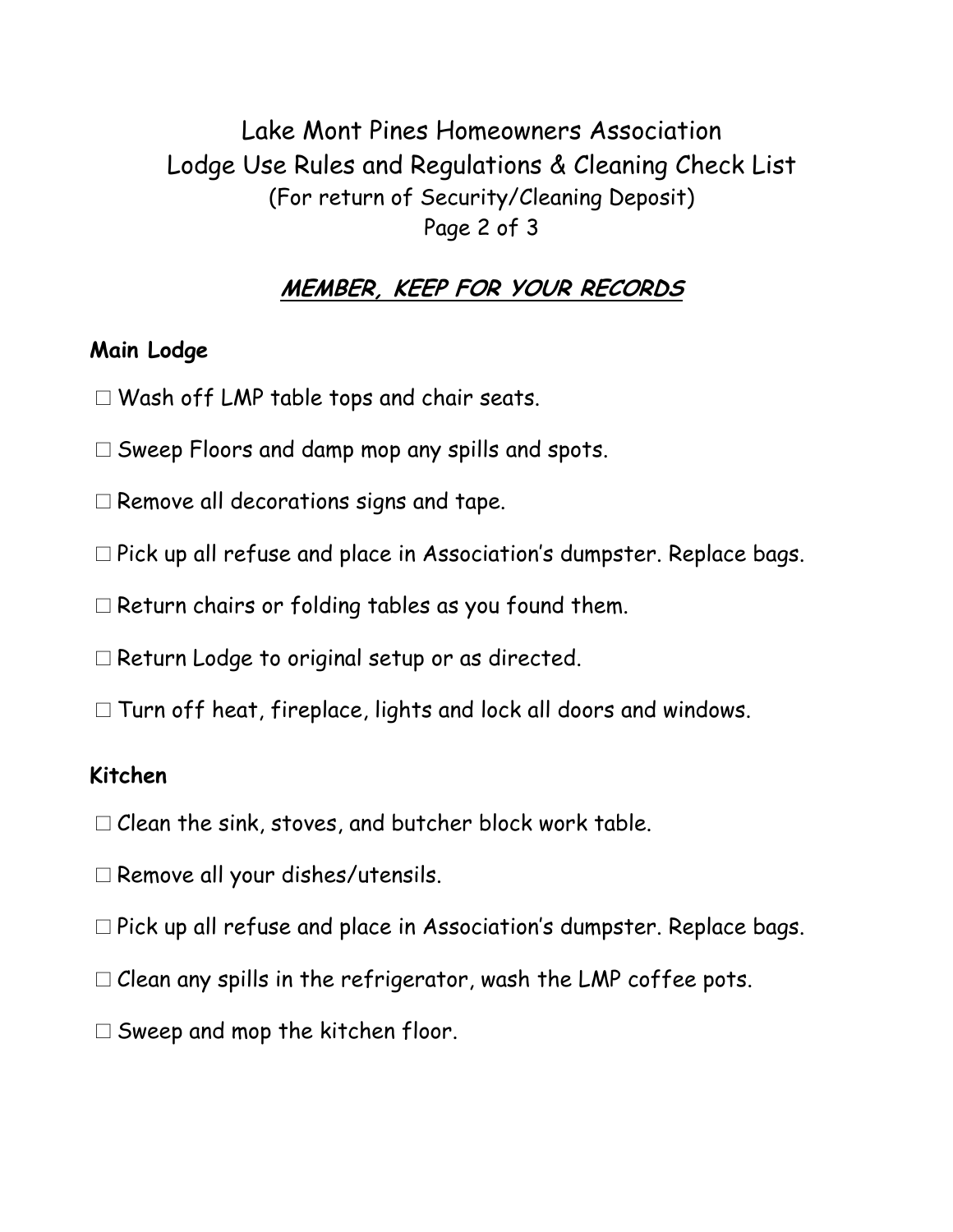# Lake Mont Pines Homeowners Association
## Lodge Use Rules and Regulations & Cleaning Check List
(For return of Security/Cleaning Deposit)

Page 2 of 3

**MEMBER, KEEP FOR YOUR RECORDS**

### Main Lodge

☐ Wash off LMP table tops and chair seats.

☐ Sweep Floors and damp mop any spills and spots.

☐ Remove all decorations signs and tape.

☐ Pick up all refuse and place in Association's dumpster. Replace bags.

☐ Return chairs or folding tables as you found them.

☐ Return Lodge to original setup or as directed.

☐ Turn off heat, fireplace, lights and lock all doors and windows.

### Kitchen

☐ Clean the sink, stoves, and butcher block work table.

☐ Remove all your dishes/utensils.

☐ Pick up all refuse and place in Association's dumpster. Replace bags.

☐ Clean any spills in the refrigerator, wash the LMP coffee pots.

☐ Sweep and mop the kitchen floor.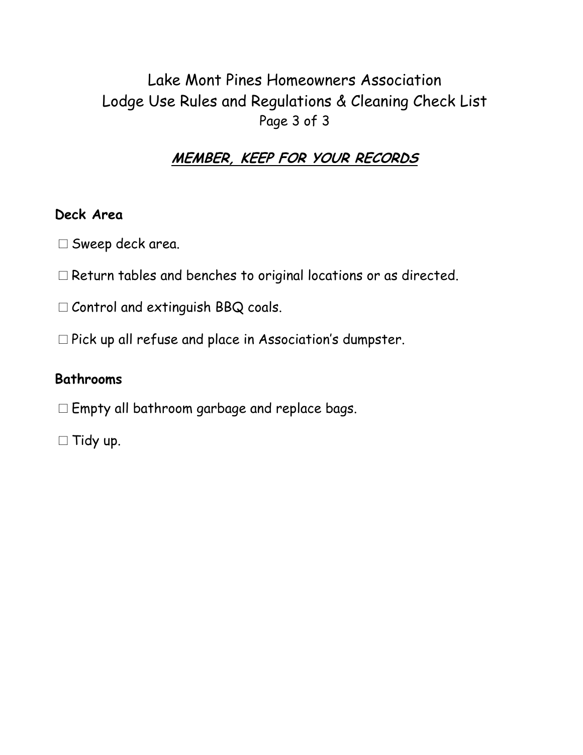# Lake Mont Pines Homeowners Association
# Lodge Use Rules and Regulations & Cleaning Check List

## ***MEMBER, KEEP FOR YOUR RECORDS***

**Deck Area**

☐ Sweep deck area.

☐ Return tables and benches to original locations or as directed.

☐ Control and extinguish BBQ coals.

☐ Pick up all refuse and place in Association's dumpster.

**Bathrooms**

☐ Empty all bathroom garbage and replace bags.

☐ Tidy up.